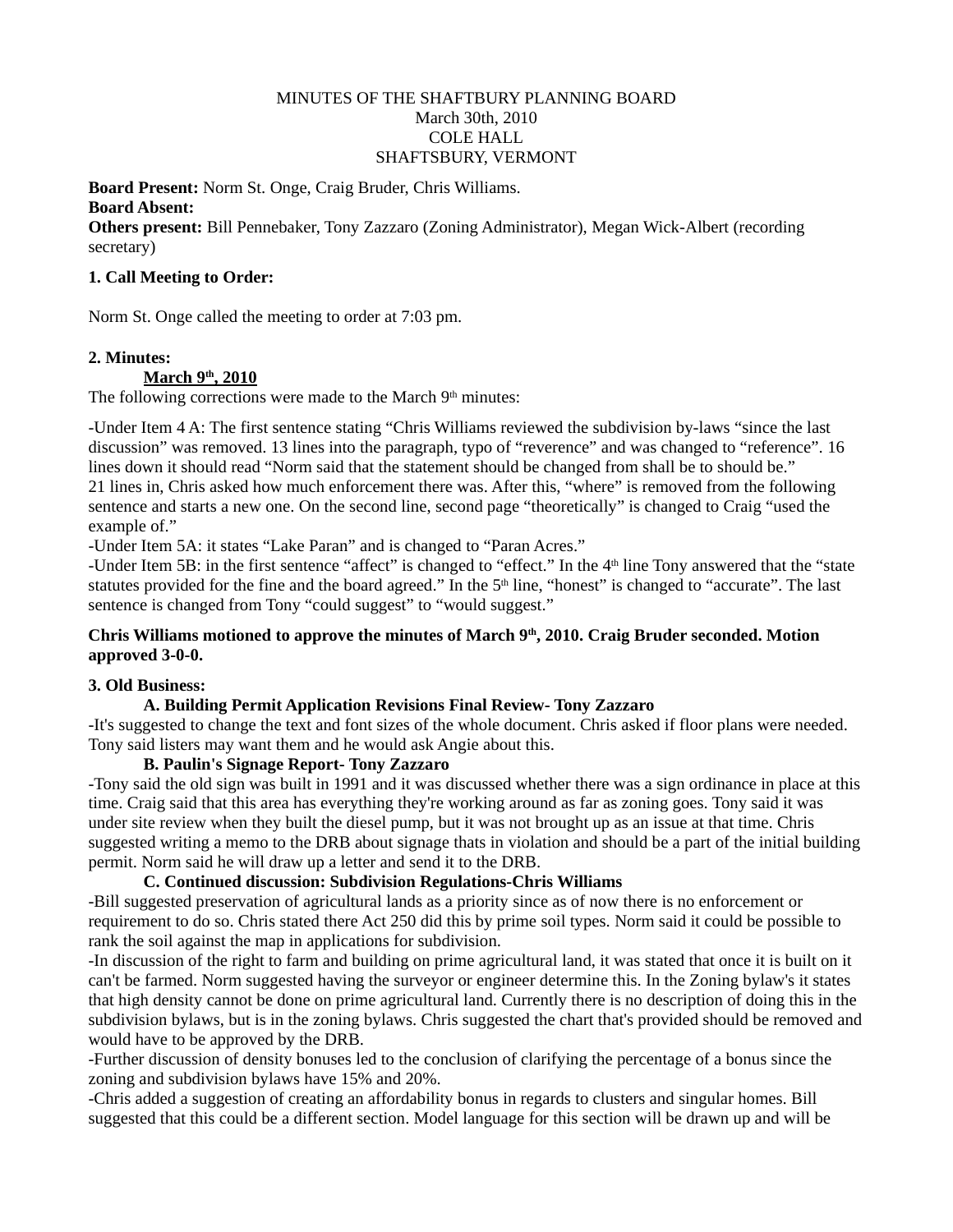MINUTES OF THE SHAFTBURY PLANNING BOARD
March 30th, 2010
COLE HALL
SHAFTSBURY, VERMONT

**Board Present:** Norm St. Onge, Craig Bruder, Chris Williams.
**Board Absent:**
**Others present:** Bill Pennebaker, Tony Zazzaro (Zoning Administrator), Megan Wick-Albert (recording secretary)

**1. Call Meeting to Order:**

Norm St. Onge called the meeting to order at 7:03 pm.

**2. Minutes:**

**March 9th, 2010**

The following corrections were made to the March 9th minutes:

-Under Item 4 A: The first sentence stating "Chris Williams reviewed the subdivision by-laws "since the last discussion" was removed. 13 lines into the paragraph, typo of "reverence" and was changed to "reference". 16 lines down it should read "Norm said that the statement should be changed from shall be to should be." 21 lines in, Chris asked how much enforcement there was. After this, "where" is removed from the following sentence and starts a new one. On the second line, second page "theoretically" is changed to Craig "used the example of."
-Under Item 5A: it states "Lake Paran" and is changed to "Paran Acres."
-Under Item 5B: in the first sentence "affect" is changed to "effect." In the 4th line Tony answered that the "state statutes provided for the fine and the board agreed." In the 5th line, "honest" is changed to "accurate". The last sentence is changed from Tony "could suggest" to "would suggest."

**Chris Williams motioned to approve the minutes of March 9th, 2010. Craig Bruder seconded. Motion approved 3-0-0.**

**3. Old Business:**

**A. Building Permit Application Revisions Final Review- Tony Zazzaro**

-It's suggested to change the text and font sizes of the whole document. Chris asked if floor plans were needed. Tony said listers may want them and he would ask Angie about this.

**B. Paulin's Signage Report- Tony Zazzaro**

-Tony said the old sign was built in 1991 and it was discussed whether there was a sign ordinance in place at this time. Craig said that this area has everything they're working around as far as zoning goes. Tony said it was under site review when they built the diesel pump, but it was not brought up as an issue at that time. Chris suggested writing a memo to the DRB about signage thats in violation and should be a part of the initial building permit. Norm said he will draw up a letter and send it to the DRB.

**C. Continued discussion: Subdivision Regulations-Chris Williams**

-Bill suggested preservation of agricultural lands as a priority since as of now there is no enforcement or requirement to do so. Chris stated there Act 250 did this by prime soil types. Norm said it could be possible to rank the soil against the map in applications for subdivision.
-In discussion of the right to farm and building on prime agricultural land, it was stated that once it is built on it can't be farmed. Norm suggested having the surveyor or engineer determine this. In the Zoning bylaw's it states that high density cannot be done on prime agricultural land. Currently there is no description of doing this in the subdivision bylaws, but is in the zoning bylaws. Chris suggested the chart that's provided should be removed and would have to be approved by the DRB.
-Further discussion of density bonuses led to the conclusion of clarifying the percentage of a bonus since the zoning and subdivision bylaws have 15% and 20%.
-Chris added a suggestion of creating an affordability bonus in regards to clusters and singular homes. Bill suggested that this could be a different section. Model language for this section will be drawn up and will be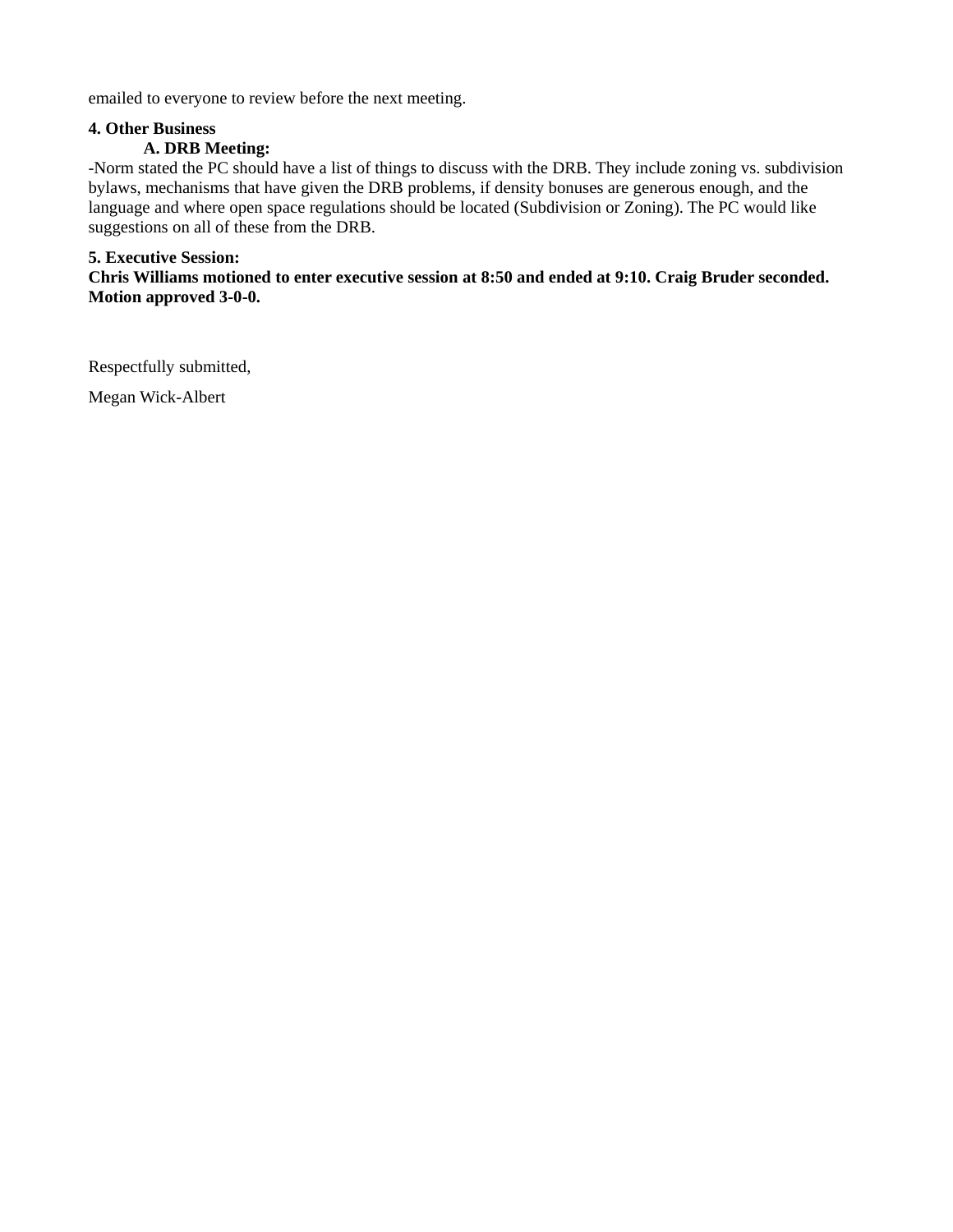emailed to everyone to review before the next meeting.

**4. Other Business**

**A. DRB Meeting:**

-Norm stated the PC should have a list of things to discuss with the DRB. They include zoning vs. subdivision bylaws, mechanisms that have given the DRB problems, if density bonuses are generous enough, and the language and where open space regulations should be located (Subdivision or Zoning). The PC would like suggestions on all of these from the DRB.

**5. Executive Session:**

**Chris Williams motioned to enter executive session at 8:50 and ended at 9:10. Craig Bruder seconded. Motion approved 3-0-0.**

Respectfully submitted,

Megan Wick-Albert